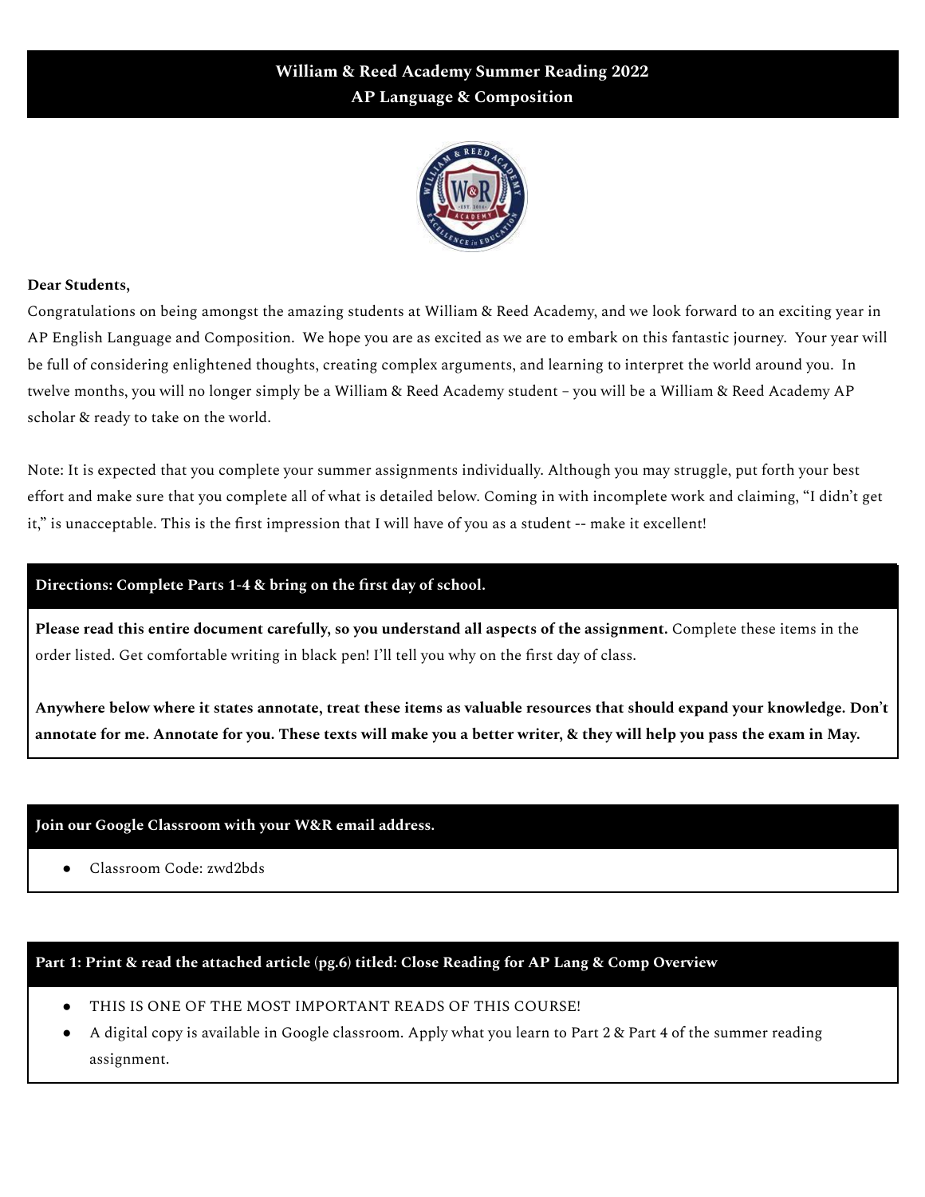# William & Reed Academy Summer Reading 2022
## AP Language & Composition

**Dear Students,**

Congratulations on being amongst the amazing students at William & Reed Academy, and we look forward to an exciting year in AP English Language and Composition. We hope you are as excited as we are to embark on this fantastic journey. Your year will be full of considering enlightened thoughts, creating complex arguments, and learning to interpret the world around you. In twelve months, you will no longer simply be a William & Reed Academy student – you will be a William & Reed Academy AP scholar & ready to take on the world.

Note: It is expected that you complete your summer assignments individually. Although you may struggle, put forth your best effort and make sure that you complete all of what is detailed below. Coming in with incomplete work and claiming, "I didn't get it," is unacceptable. This is the first impression that I will have of you as a student -- make it excellent!

### Directions: Complete Parts 1-4 & bring on the first day of school.

**Please read this entire document carefully, so you understand all aspects of the assignment.** Complete these items in the order listed. Get comfortable writing in black pen! I'll tell you why on the first day of class.

**Anywhere below where it states annotate, treat these items as valuable resources that should expand your knowledge. Don't annotate for me. Annotate for you. These texts will make you a better writer, & they will help you pass the exam in May.**

### Join our Google Classroom with your W&R email address.

- Classroom Code: zwd2bds

### Part 1: Print & read the attached article (pg.6) titled: Close Reading for AP Lang & Comp Overview

- THIS IS ONE OF THE MOST IMPORTANT READS OF THIS COURSE!
- A digital copy is available in Google classroom. Apply what you learn to Part 2 & Part 4 of the summer reading assignment.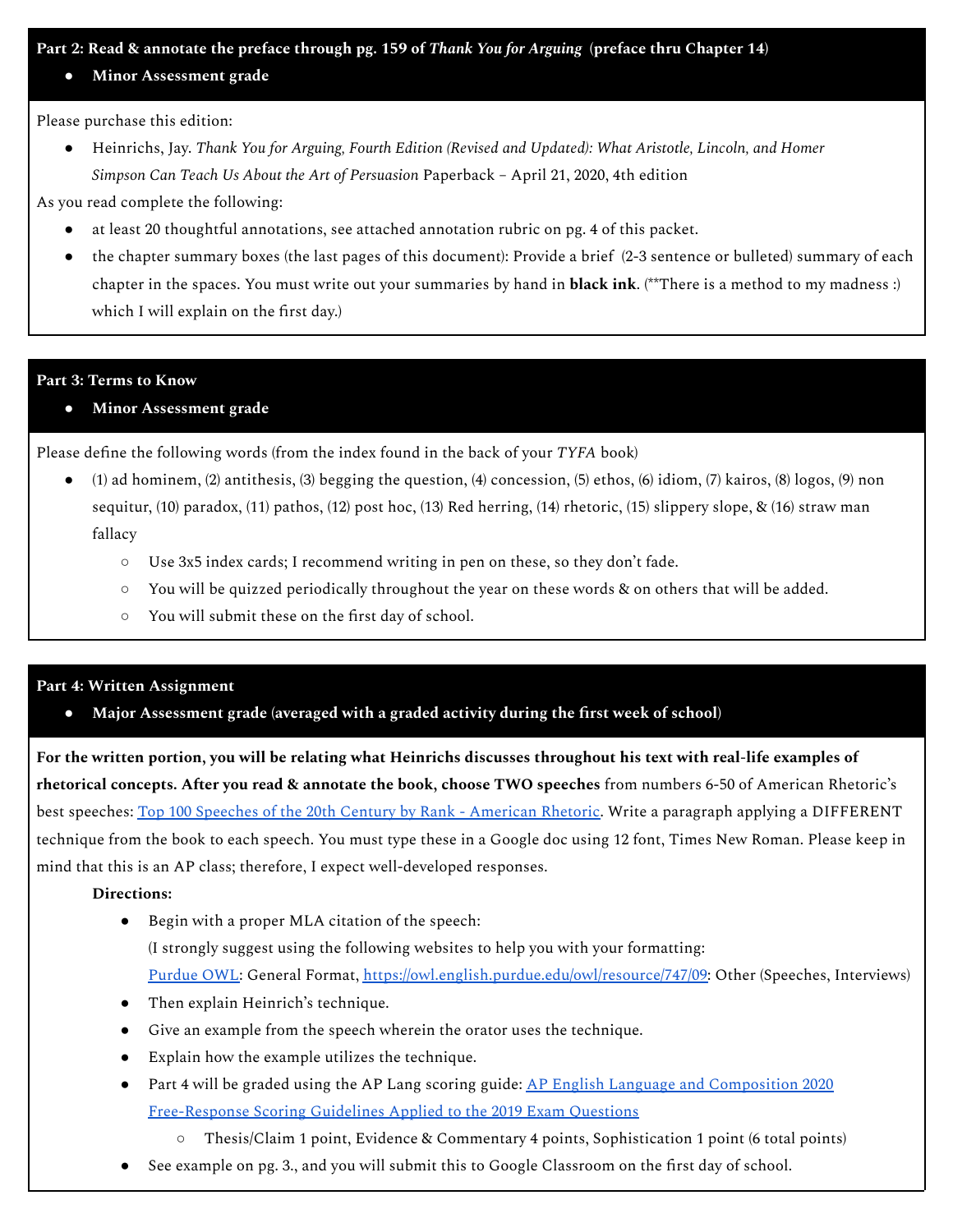## Part 2: Read & annotate the preface through pg. 159 of *Thank You for Arguing* (preface thru Chapter 14)

- **Minor Assessment grade**

Please purchase this edition:

- Heinrichs, Jay. *Thank You for Arguing, Fourth Edition (Revised and Updated): What Aristotle, Lincoln, and Homer Simpson Can Teach Us About the Art of Persuasion* Paperback – April 21, 2020, 4th edition

As you read complete the following:

- at least 20 thoughtful annotations, see attached annotation rubric on pg. 4 of this packet.
- the chapter summary boxes (the last pages of this document): Provide a brief (2-3 sentence or bulleted) summary of each chapter in the spaces. You must write out your summaries by hand in **black ink**. (**There is a method to my madness :) which I will explain on the first day.)

## Part 3: Terms to Know

- **Minor Assessment grade**

Please define the following words (from the index found in the back of your *TYFA* book)

- (1) ad hominem, (2) antithesis, (3) begging the question, (4) concession, (5) ethos, (6) idiom, (7) kairos, (8) logos, (9) non sequitur, (10) paradox, (11) pathos, (12) post hoc, (13) Red herring, (14) rhetoric, (15) slippery slope, & (16) straw man fallacy
  - Use 3x5 index cards; I recommend writing in pen on these, so they don't fade.
  - You will be quizzed periodically throughout the year on these words & on others that will be added.
  - You will submit these on the first day of school.

## Part 4: Written Assignment

- **Major Assessment grade (averaged with a graded activity during the first week of school)**

**For the written portion, you will be relating what Heinrichs discusses throughout his text with real-life examples of rhetorical concepts. After you read & annotate the book, choose TWO speeches** from numbers 6-50 of American Rhetoric's best speeches: [Top 100 Speeches of the 20th Century by Rank - American Rhetoric](). Write a paragraph applying a DIFFERENT technique from the book to each speech. You must type these in a Google doc using 12 font, Times New Roman. Please keep in mind that this is an AP class; therefore, I expect well-developed responses.

**Directions:**

- Begin with a proper MLA citation of the speech:
  (I strongly suggest using the following websites to help you with your formatting: [Purdue OWL](): General Format, https://owl.english.purdue.edu/owl/resource/747/09: Other (Speeches, Interviews)
- Then explain Heinrich's technique.
- Give an example from the speech wherein the orator uses the technique.
- Explain how the example utilizes the technique.
- Part 4 will be graded using the AP Lang scoring guide: [AP English Language and Composition 2020 Free-Response Scoring Guidelines Applied to the 2019 Exam Questions]()
  - Thesis/Claim 1 point, Evidence & Commentary 4 points, Sophistication 1 point (6 total points)
- See example on pg. 3., and you will submit this to Google Classroom on the first day of school.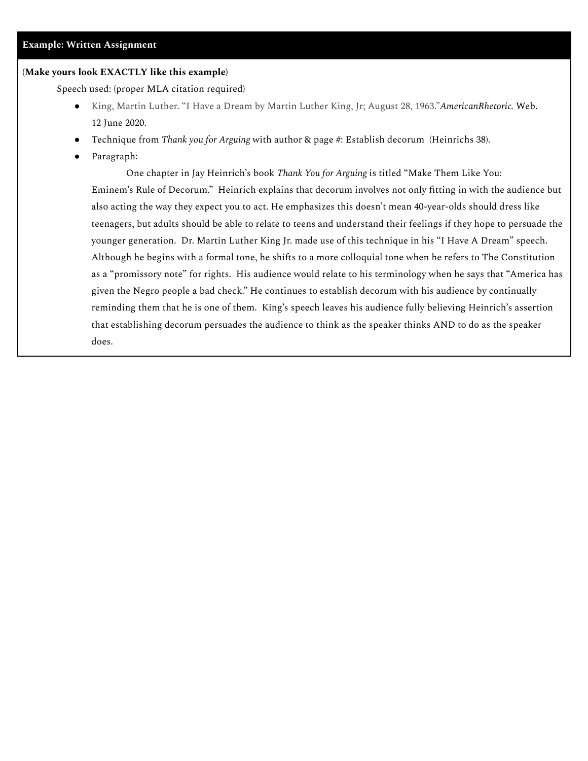**Example: Written Assignment**

(**Make yours look EXACTLY like this example**)

Speech used: (proper MLA citation required)

- King, Martin Luther. "I Have a Dream by Martin Luther King, Jr; August 28, 1963."*AmericanRhetoric.* Web. 12 June 2020.
- Technique from *Thank you for Arguing* with author & page #: Establish decorum (Heinrichs 38).
- Paragraph:

  One chapter in Jay Heinrich's book *Thank You for Arguing* is titled "Make Them Like You: Eminem's Rule of Decorum." Heinrich explains that decorum involves not only fitting in with the audience but also acting the way they expect you to act. He emphasizes this doesn't mean 40-year-olds should dress like teenagers, but adults should be able to relate to teens and understand their feelings if they hope to persuade the younger generation. Dr. Martin Luther King Jr. made use of this technique in his "I Have A Dream" speech. Although he begins with a formal tone, he shifts to a more colloquial tone when he refers to The Constitution as a "promissory note" for rights. His audience would relate to his terminology when he says that "America has given the Negro people a bad check." He continues to establish decorum with his audience by continually reminding them that he is one of them. King's speech leaves his audience fully believing Heinrich's assertion that establishing decorum persuades the audience to think as the speaker thinks AND to do as the speaker does.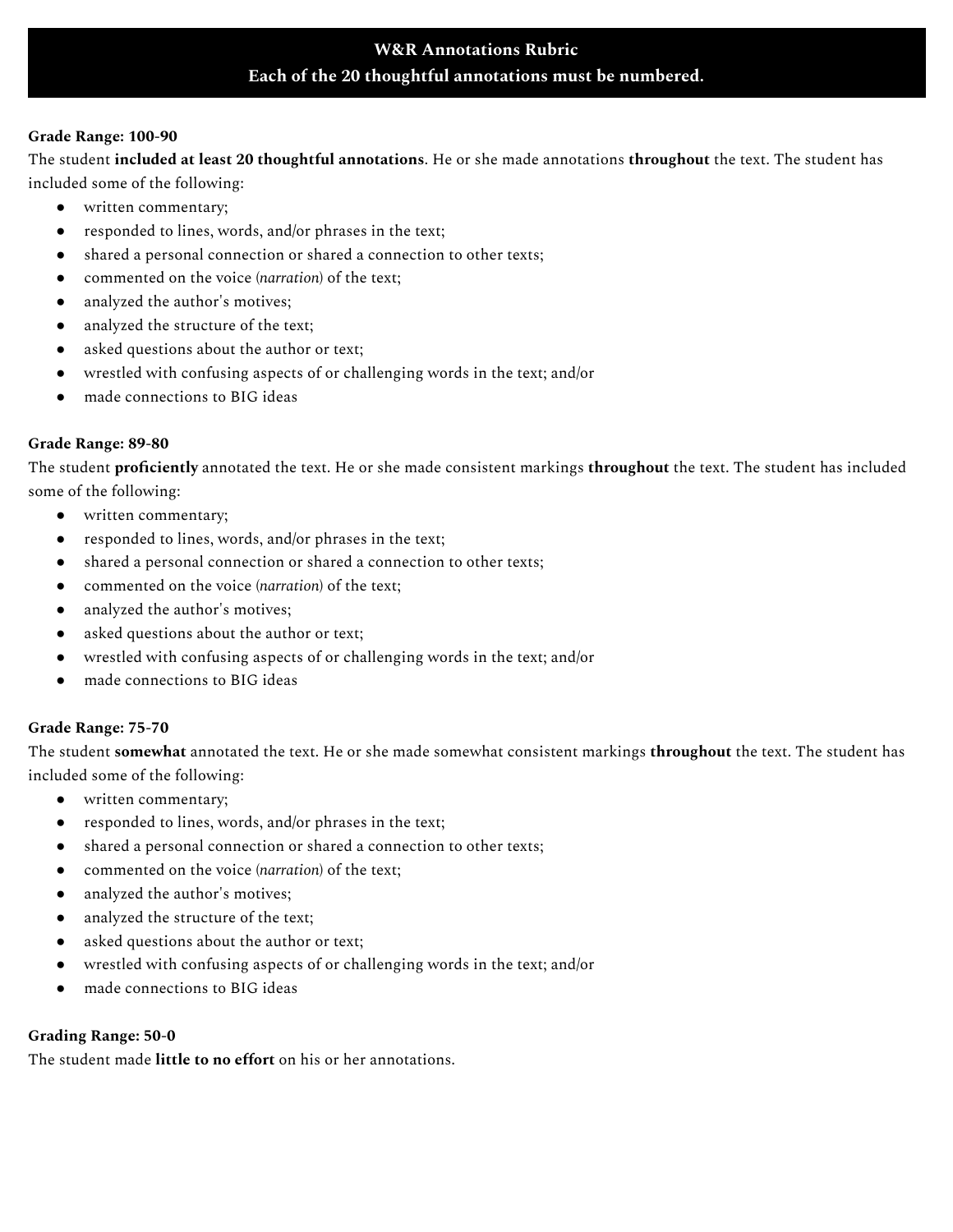# W&R Annotations Rubric

**Each of the 20 thoughtful annotations must be numbered.**

**Grade Range: 100-90**

The student **included at least 20 thoughtful annotations**. He or she made annotations **throughout** the text. The student has included some of the following:

- written commentary;
- responded to lines, words, and/or phrases in the text;
- shared a personal connection or shared a connection to other texts;
- commented on the voice (*narration*) of the text;
- analyzed the author's motives;
- analyzed the structure of the text;
- asked questions about the author or text;
- wrestled with confusing aspects of or challenging words in the text; and/or
- made connections to BIG ideas

**Grade Range: 89-80**

The student **proficiently** annotated the text. He or she made consistent markings **throughout** the text. The student has included some of the following:

- written commentary;
- responded to lines, words, and/or phrases in the text;
- shared a personal connection or shared a connection to other texts;
- commented on the voice (*narration*) of the text;
- analyzed the author's motives;
- asked questions about the author or text;
- wrestled with confusing aspects of or challenging words in the text; and/or
- made connections to BIG ideas

**Grade Range: 75-70**

The student **somewhat** annotated the text. He or she made somewhat consistent markings **throughout** the text. The student has included some of the following:

- written commentary;
- responded to lines, words, and/or phrases in the text;
- shared a personal connection or shared a connection to other texts;
- commented on the voice (*narration*) of the text;
- analyzed the author's motives;
- analyzed the structure of the text;
- asked questions about the author or text;
- wrestled with confusing aspects of or challenging words in the text; and/or
- made connections to BIG ideas

**Grading Range: 50-0**

The student made **little to no effort** on his or her annotations.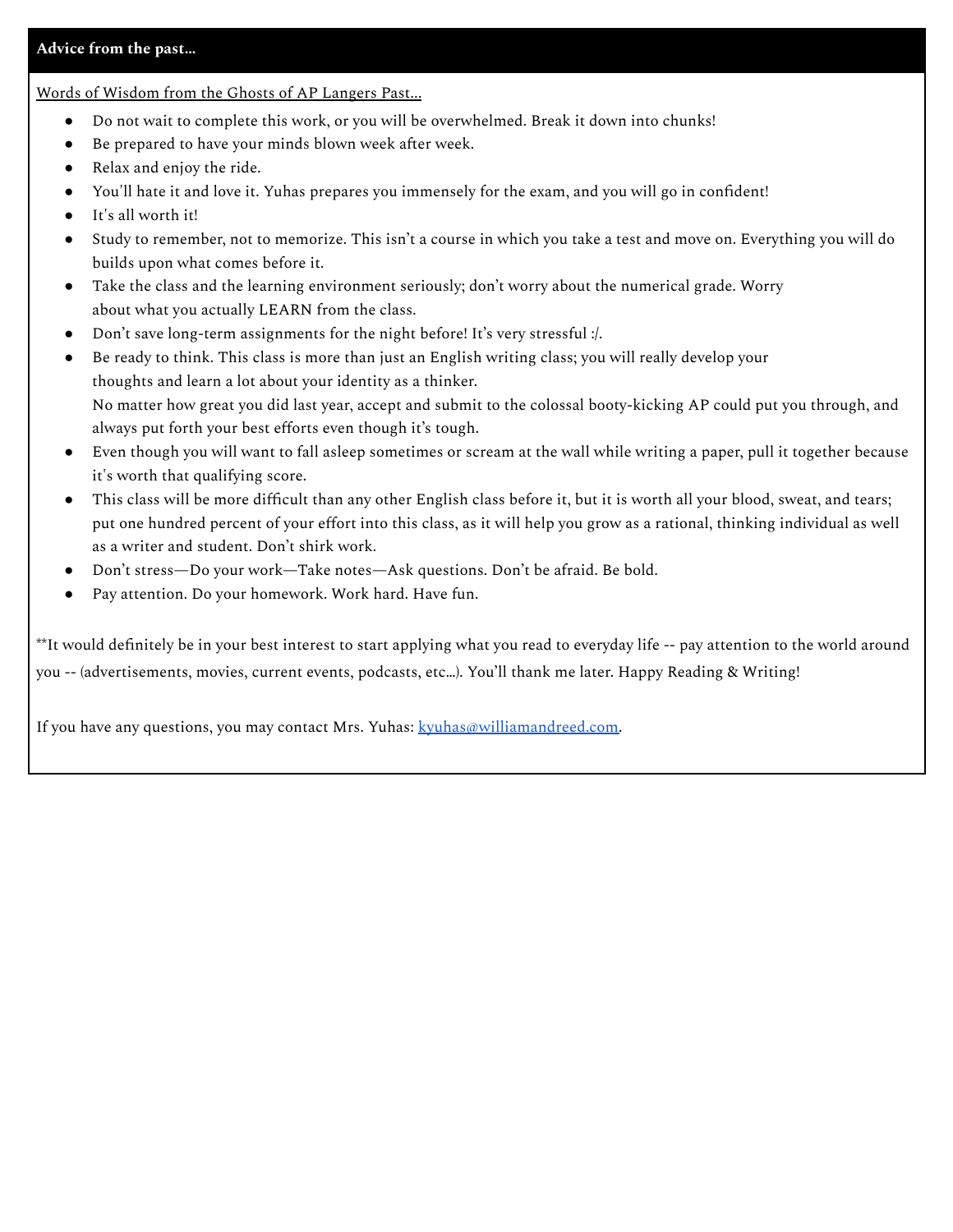**Advice from the past…**

Words of Wisdom from the Ghosts of AP Langers Past…

- Do not wait to complete this work, or you will be overwhelmed. Break it down into chunks!
- Be prepared to have your minds blown week after week.
- Relax and enjoy the ride.
- You'll hate it and love it. Yuhas prepares you immensely for the exam, and you will go in confident!
- It's all worth it!
- Study to remember, not to memorize. This isn't a course in which you take a test and move on. Everything you will do builds upon what comes before it.
- Take the class and the learning environment seriously; don't worry about the numerical grade. Worry about what you actually LEARN from the class.
- Don't save long-term assignments for the night before! It's very stressful :/.
- Be ready to think. This class is more than just an English writing class; you will really develop your thoughts and learn a lot about your identity as a thinker.
  No matter how great you did last year, accept and submit to the colossal booty-kicking AP could put you through, and always put forth your best efforts even though it's tough.
- Even though you will want to fall asleep sometimes or scream at the wall while writing a paper, pull it together because it's worth that qualifying score.
- This class will be more difficult than any other English class before it, but it is worth all your blood, sweat, and tears; put one hundred percent of your effort into this class, as it will help you grow as a rational, thinking individual as well as a writer and student. Don't shirk work.
- Don't stress—Do your work—Take notes—Ask questions. Don't be afraid. Be bold.
- Pay attention. Do your homework. Work hard. Have fun.

**It would definitely be in your best interest to start applying what you read to everyday life -- pay attention to the world around you -- (advertisements, movies, current events, podcasts, etc…). You'll thank me later. Happy Reading & Writing!

If you have any questions, you may contact Mrs. Yuhas: kyuhas@williamandreed.com.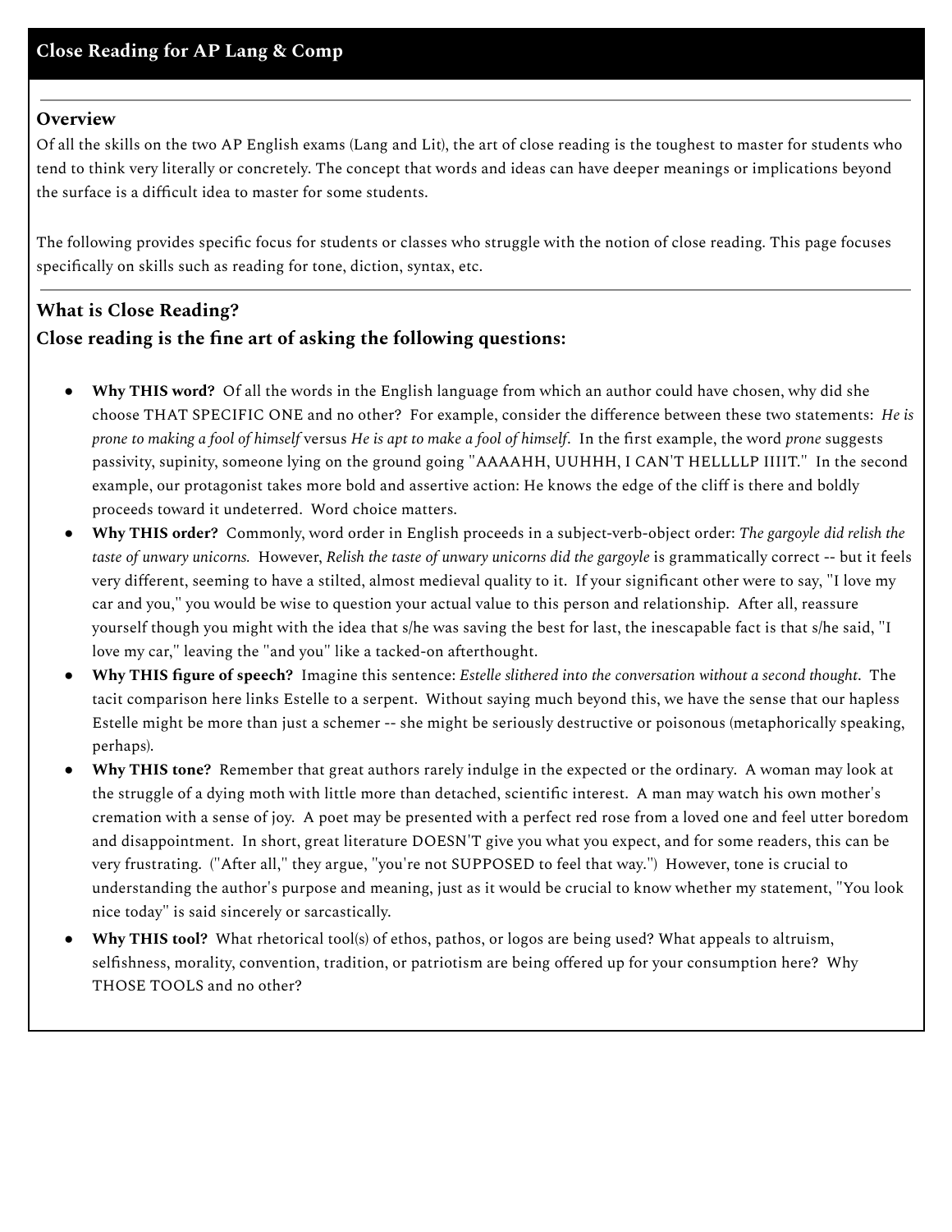## Close Reading for AP Lang & Comp

### Overview

Of all the skills on the two AP English exams (Lang and Lit), the art of close reading is the toughest to master for students who tend to think very literally or concretely. The concept that words and ideas can have deeper meanings or implications beyond the surface is a difficult idea to master for some students.

The following provides specific focus for students or classes who struggle with the notion of close reading. This page focuses specifically on skills such as reading for tone, diction, syntax, etc.

### What is Close Reading?

### Close reading is the fine art of asking the following questions:

- **Why THIS word?** Of all the words in the English language from which an author could have chosen, why did she choose THAT SPECIFIC ONE and no other? For example, consider the difference between these two statements: *He is prone to making a fool of himself* versus *He is apt to make a fool of himself*. In the first example, the word *prone* suggests passivity, supinity, someone lying on the ground going "AAAAHH, UUHHH, I CAN'T HELLLLP IIIIT." In the second example, our protagonist takes more bold and assertive action: He knows the edge of the cliff is there and boldly proceeds toward it undeterred. Word choice matters.
- **Why THIS order?** Commonly, word order in English proceeds in a subject-verb-object order: *The gargoyle did relish the taste of unwary unicorns.* However, *Relish the taste of unwary unicorns did the gargoyle* is grammatically correct -- but it feels very different, seeming to have a stilted, almost medieval quality to it. If your significant other were to say, "I love my car and you," you would be wise to question your actual value to this person and relationship. After all, reassure yourself though you might with the idea that s/he was saving the best for last, the inescapable fact is that s/he said, "I love my car," leaving the "and you" like a tacked-on afterthought.
- **Why THIS figure of speech?** Imagine this sentence: *Estelle slithered into the conversation without a second thought*. The tacit comparison here links Estelle to a serpent. Without saying much beyond this, we have the sense that our hapless Estelle might be more than just a schemer -- she might be seriously destructive or poisonous (metaphorically speaking, perhaps).
- **Why THIS tone?** Remember that great authors rarely indulge in the expected or the ordinary. A woman may look at the struggle of a dying moth with little more than detached, scientific interest. A man may watch his own mother's cremation with a sense of joy. A poet may be presented with a perfect red rose from a loved one and feel utter boredom and disappointment. In short, great literature DOESN'T give you what you expect, and for some readers, this can be very frustrating. ("After all," they argue, "you're not SUPPOSED to feel that way.") However, tone is crucial to understanding the author's purpose and meaning, just as it would be crucial to know whether my statement, "You look nice today" is said sincerely or sarcastically.
- **Why THIS tool?** What rhetorical tool(s) of ethos, pathos, or logos are being used? What appeals to altruism, selfishness, morality, convention, tradition, or patriotism are being offered up for your consumption here? Why THOSE TOOLS and no other?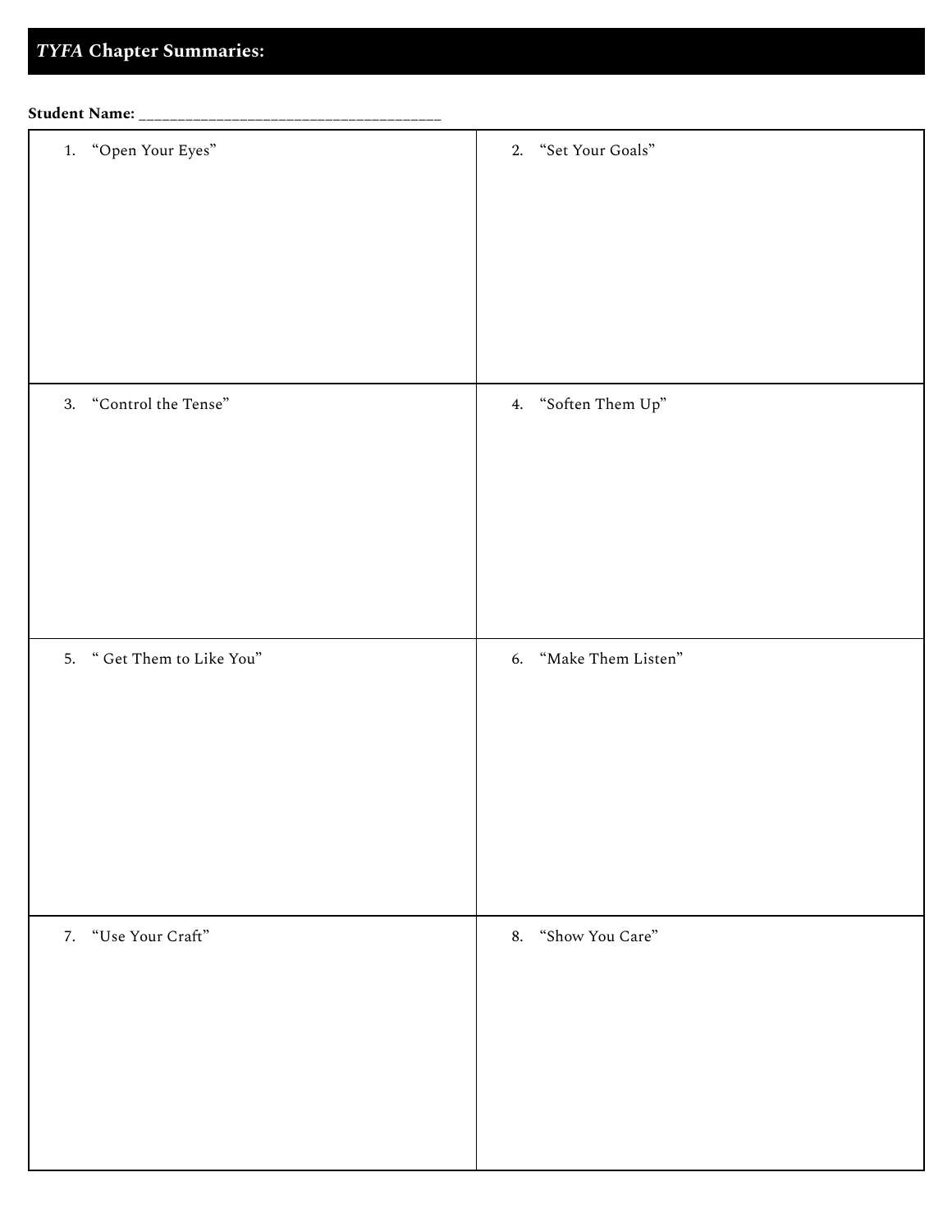## *TYFA* Chapter Summaries:

**Student Name:** ______________________________________

| | |
|---|---|
| 1. "Open Your Eyes" | 2. "Set Your Goals" |
| 3. "Control the Tense" | 4. "Soften Them Up" |
| 5. " Get Them to Like You" | 6. "Make Them Listen" |
| 7. "Use Your Craft" | 8. "Show You Care" |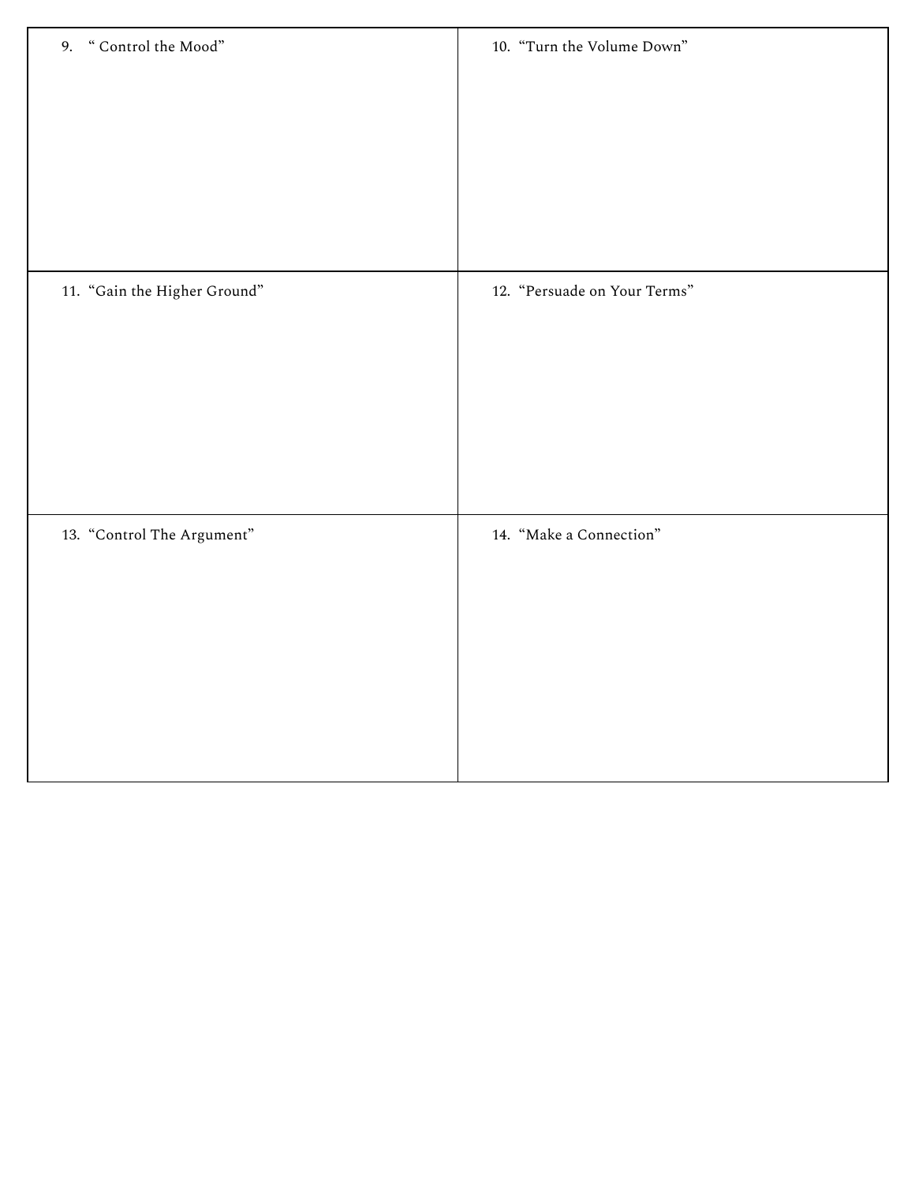| | |
|---|---|
| 9. " Control the Mood" | 10. "Turn the Volume Down" |
| 11. "Gain the Higher Ground" | 12. "Persuade on Your Terms" |
| 13. "Control The Argument" | 14. "Make a Connection" |